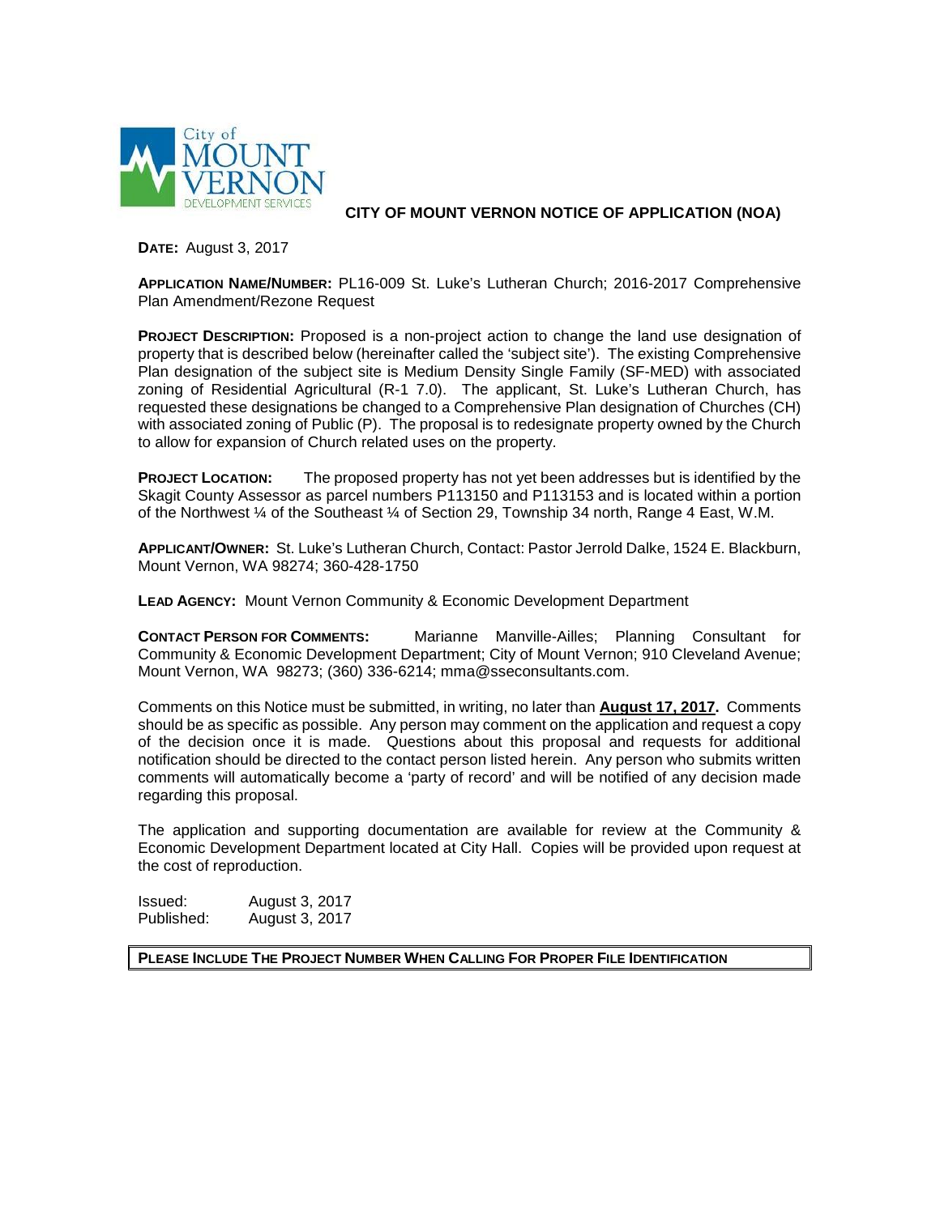City of MOUNT VERNON DEVELOPMENT SERVICES

# CITY OF MOUNT VERNON NOTICE OF APPLICATION (NOA)

**DATE:** August 3, 2017

**APPLICATION NAME/NUMBER:** PL16-009 St. Luke's Lutheran Church; 2016-2017 Comprehensive Plan Amendment/Rezone Request

**PROJECT DESCRIPTION:** Proposed is a non-project action to change the land use designation of property that is described below (hereinafter called the 'subject site'). The existing Comprehensive Plan designation of the subject site is Medium Density Single Family (SF-MED) with associated zoning of Residential Agricultural (R-1 7.0). The applicant, St. Luke's Lutheran Church, has requested these designations be changed to a Comprehensive Plan designation of Churches (CH) with associated zoning of Public (P). The proposal is to redesignate property owned by the Church to allow for expansion of Church related uses on the property.

**PROJECT LOCATION:** The proposed property has not yet been addresses but is identified by the Skagit County Assessor as parcel numbers P113150 and P113153 and is located within a portion of the Northwest ¼ of the Southeast ¼ of Section 29, Township 34 north, Range 4 East, W.M.

**APPLICANT/OWNER:** St. Luke's Lutheran Church, Contact: Pastor Jerrold Dalke, 1524 E. Blackburn, Mount Vernon, WA 98274; 360-428-1750

**LEAD AGENCY:** Mount Vernon Community & Economic Development Department

**CONTACT PERSON FOR COMMENTS:** Marianne Manville-Ailles; Planning Consultant for Community & Economic Development Department; City of Mount Vernon; 910 Cleveland Avenue; Mount Vernon, WA 98273; (360) 336-6214; mma@sseconsultants.com.

Comments on this Notice must be submitted, in writing, no later than **August 17, 2017.** Comments should be as specific as possible. Any person may comment on the application and request a copy of the decision once it is made. Questions about this proposal and requests for additional notification should be directed to the contact person listed herein. Any person who submits written comments will automatically become a 'party of record' and will be notified of any decision made regarding this proposal.

The application and supporting documentation are available for review at the Community & Economic Development Department located at City Hall. Copies will be provided upon request at the cost of reproduction.

Issued: August 3, 2017
Published: August 3, 2017

**PLEASE INCLUDE THE PROJECT NUMBER WHEN CALLING FOR PROPER FILE IDENTIFICATION**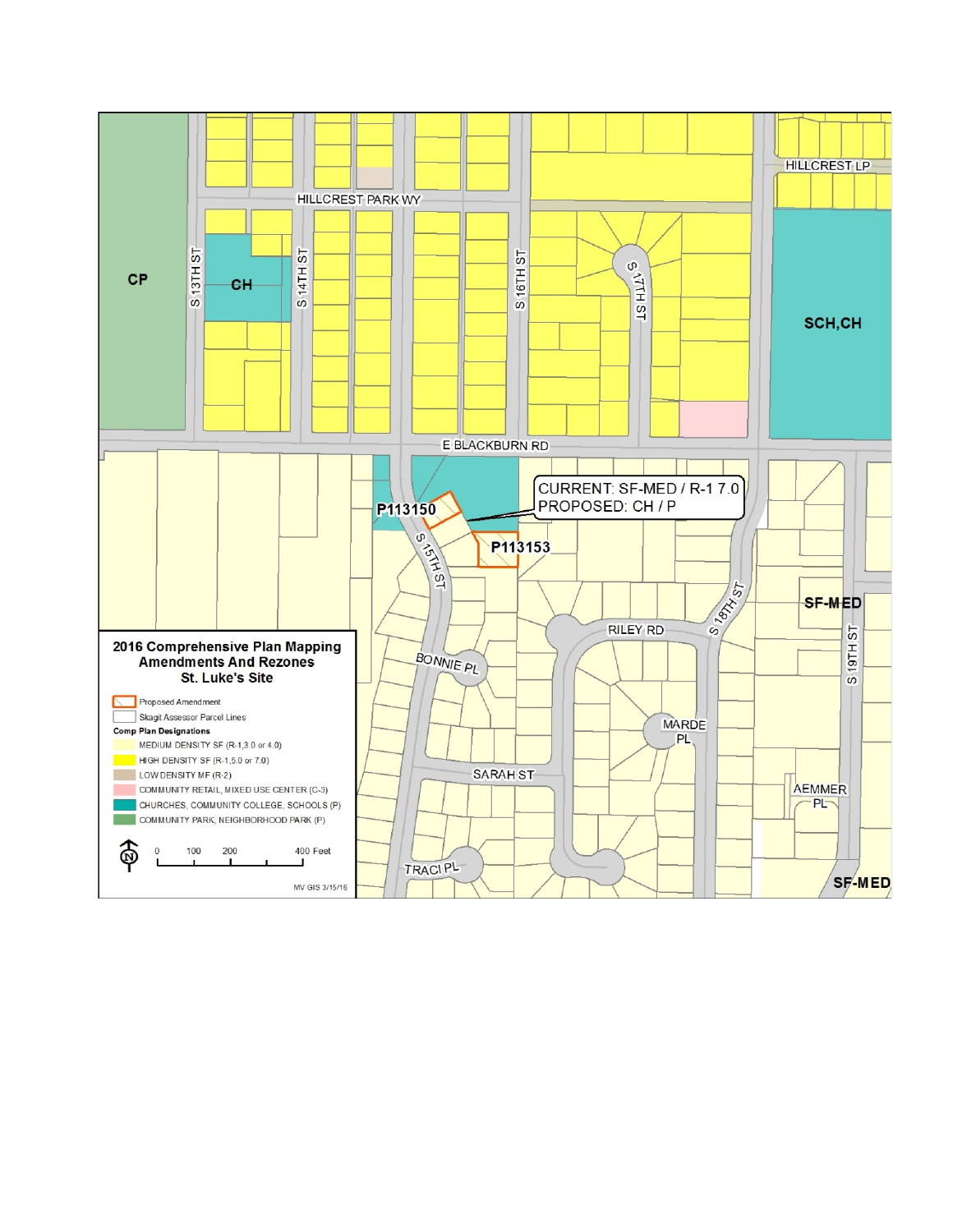CP

CH

SCH,CH

HILLCREST LP

HILLCREST PARK WY

S 13TH ST

S 14TH ST

S 16TH ST

S 17TH ST

E BLACKBURN RD

P113150

P113153

CURRENT: SF-MED / R-1 7.0
PROPOSED: CH / P

S 15TH ST

S 18TH ST

SF-MED

RILEY RD

BONNIE PL

MARDE PL

S 19TH ST

SARAH ST

AEMMER PL

TRACI PL

SF-MED

**2016 Comprehensive Plan Mapping Amendments And Rezones**
**St. Luke's Site**

Proposed Amendment

Skagit Assessor Parcel Lines

**Comp Plan Designations**

MEDIUM DENSITY SF (R-1,3.0 or 4.0)

HIGH DENSITY SF (R-1,5.0 or 7.0)

LOW DENSITY MF (R-2)

COMMUNITY RETAIL, MIXED USE CENTER (C-3)

CHURCHES, COMMUNITY COLLEGE, SCHOOLS (P)

COMMUNITY PARK, NEIGHBORHOOD PARK (P)

N

0 100 200 400 Feet

MV GIS 3/15/16